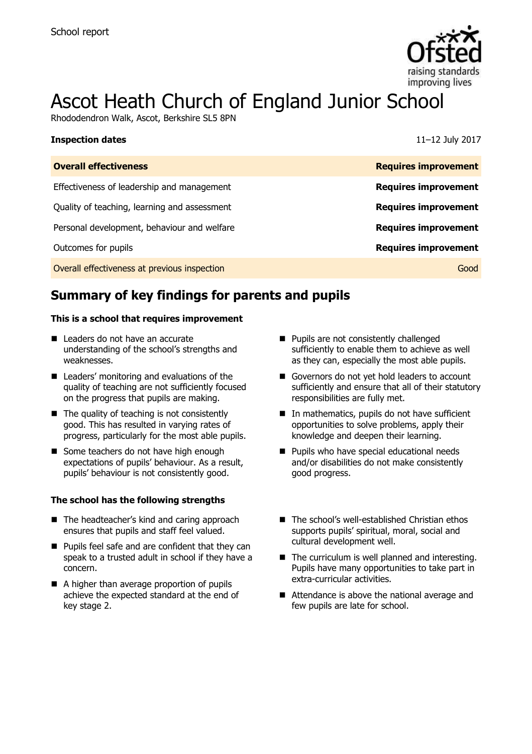School report

# Ascot Heath Church of England Junior School

Rhododendron Walk, Ascot, Berkshire SL5 8PN

| **Inspection dates** | 11–12 July 2017 |
| --- | --- |
| **Overall effectiveness** | **Requires improvement** |
| Effectiveness of leadership and management | **Requires improvement** |
| Quality of teaching, learning and assessment | **Requires improvement** |
| Personal development, behaviour and welfare | **Requires improvement** |
| Outcomes for pupils | **Requires improvement** |
| Overall effectiveness at previous inspection | Good |

## Summary of key findings for parents and pupils

**This is a school that requires improvement**

- Leaders do not have an accurate understanding of the school's strengths and weaknesses.
- Leaders' monitoring and evaluations of the quality of teaching are not sufficiently focused on the progress that pupils are making.
- The quality of teaching is not consistently good. This has resulted in varying rates of progress, particularly for the most able pupils.
- Some teachers do not have high enough expectations of pupils' behaviour. As a result, pupils' behaviour is not consistently good.
- Pupils are not consistently challenged sufficiently to enable them to achieve as well as they can, especially the most able pupils.
- Governors do not yet hold leaders to account sufficiently and ensure that all of their statutory responsibilities are fully met.
- In mathematics, pupils do not have sufficient opportunities to solve problems, apply their knowledge and deepen their learning.
- Pupils who have special educational needs and/or disabilities do not make consistently good progress.

**The school has the following strengths**

- The headteacher's kind and caring approach ensures that pupils and staff feel valued.
- Pupils feel safe and are confident that they can speak to a trusted adult in school if they have a concern.
- A higher than average proportion of pupils achieve the expected standard at the end of key stage 2.
- The school's well-established Christian ethos supports pupils' spiritual, moral, social and cultural development well.
- The curriculum is well planned and interesting. Pupils have many opportunities to take part in extra-curricular activities.
- Attendance is above the national average and few pupils are late for school.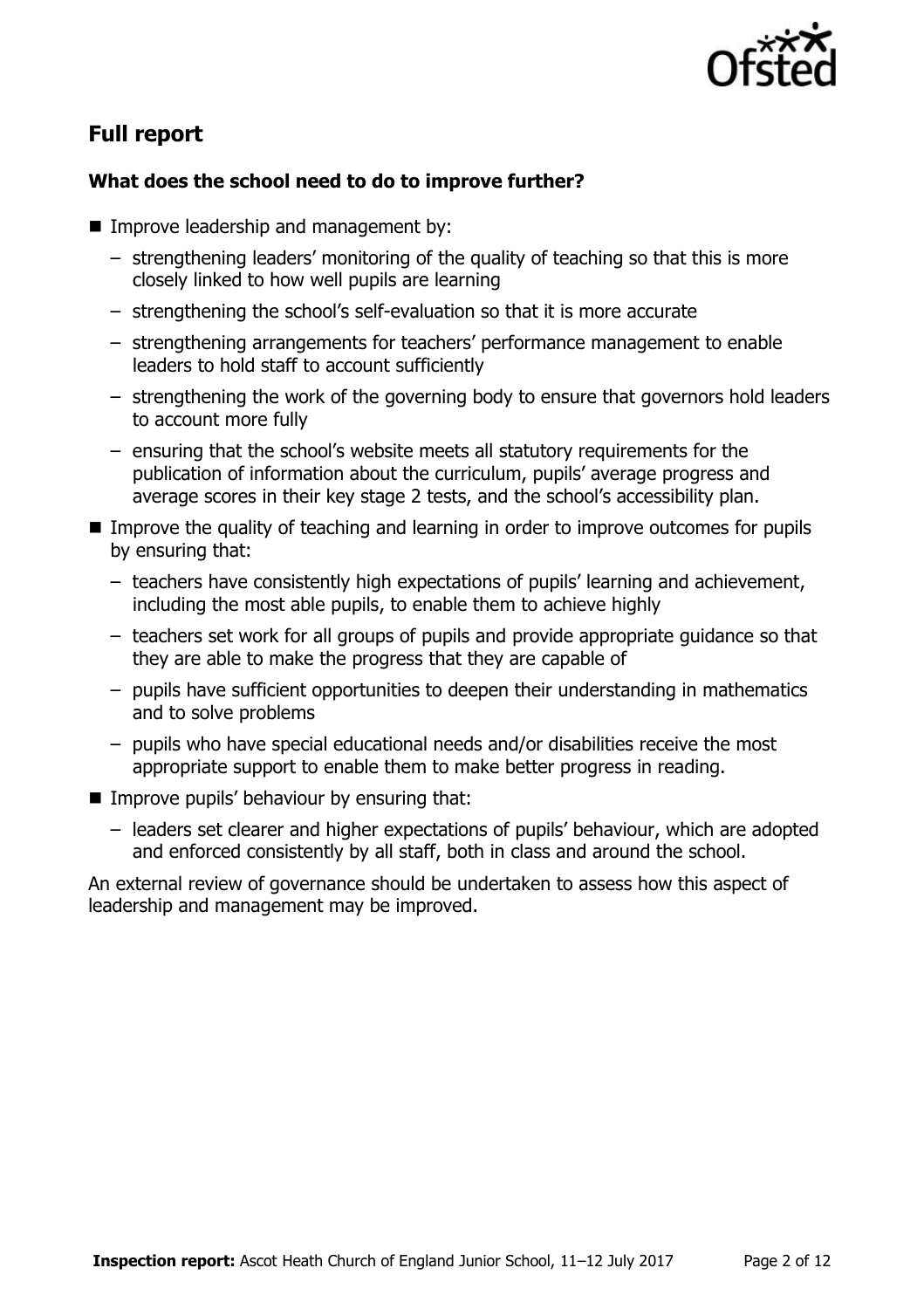## Full report

### What does the school need to do to improve further?

- Improve leadership and management by:
  - strengthening leaders' monitoring of the quality of teaching so that this is more closely linked to how well pupils are learning
  - strengthening the school's self-evaluation so that it is more accurate
  - strengthening arrangements for teachers' performance management to enable leaders to hold staff to account sufficiently
  - strengthening the work of the governing body to ensure that governors hold leaders to account more fully
  - ensuring that the school's website meets all statutory requirements for the publication of information about the curriculum, pupils' average progress and average scores in their key stage 2 tests, and the school's accessibility plan.
- Improve the quality of teaching and learning in order to improve outcomes for pupils by ensuring that:
  - teachers have consistently high expectations of pupils' learning and achievement, including the most able pupils, to enable them to achieve highly
  - teachers set work for all groups of pupils and provide appropriate guidance so that they are able to make the progress that they are capable of
  - pupils have sufficient opportunities to deepen their understanding in mathematics and to solve problems
  - pupils who have special educational needs and/or disabilities receive the most appropriate support to enable them to make better progress in reading.
- Improve pupils' behaviour by ensuring that:
  - leaders set clearer and higher expectations of pupils' behaviour, which are adopted and enforced consistently by all staff, both in class and around the school.

An external review of governance should be undertaken to assess how this aspect of leadership and management may be improved.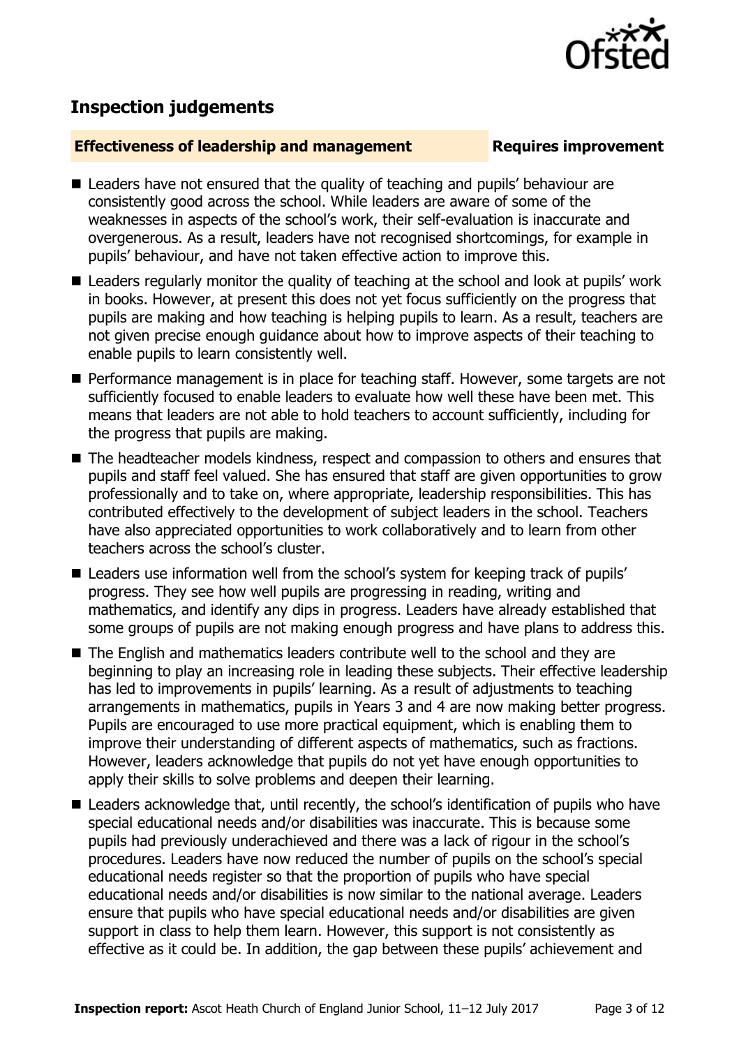## Inspection judgements

**Effectiveness of leadership and management** **Requires improvement**

- Leaders have not ensured that the quality of teaching and pupils' behaviour are consistently good across the school. While leaders are aware of some of the weaknesses in aspects of the school's work, their self-evaluation is inaccurate and overgenerous. As a result, leaders have not recognised shortcomings, for example in pupils' behaviour, and have not taken effective action to improve this.
- Leaders regularly monitor the quality of teaching at the school and look at pupils' work in books. However, at present this does not yet focus sufficiently on the progress that pupils are making and how teaching is helping pupils to learn. As a result, teachers are not given precise enough guidance about how to improve aspects of their teaching to enable pupils to learn consistently well.
- Performance management is in place for teaching staff. However, some targets are not sufficiently focused to enable leaders to evaluate how well these have been met. This means that leaders are not able to hold teachers to account sufficiently, including for the progress that pupils are making.
- The headteacher models kindness, respect and compassion to others and ensures that pupils and staff feel valued. She has ensured that staff are given opportunities to grow professionally and to take on, where appropriate, leadership responsibilities. This has contributed effectively to the development of subject leaders in the school. Teachers have also appreciated opportunities to work collaboratively and to learn from other teachers across the school's cluster.
- Leaders use information well from the school's system for keeping track of pupils' progress. They see how well pupils are progressing in reading, writing and mathematics, and identify any dips in progress. Leaders have already established that some groups of pupils are not making enough progress and have plans to address this.
- The English and mathematics leaders contribute well to the school and they are beginning to play an increasing role in leading these subjects. Their effective leadership has led to improvements in pupils' learning. As a result of adjustments to teaching arrangements in mathematics, pupils in Years 3 and 4 are now making better progress. Pupils are encouraged to use more practical equipment, which is enabling them to improve their understanding of different aspects of mathematics, such as fractions. However, leaders acknowledge that pupils do not yet have enough opportunities to apply their skills to solve problems and deepen their learning.
- Leaders acknowledge that, until recently, the school's identification of pupils who have special educational needs and/or disabilities was inaccurate. This is because some pupils had previously underachieved and there was a lack of rigour in the school's procedures. Leaders have now reduced the number of pupils on the school's special educational needs register so that the proportion of pupils who have special educational needs and/or disabilities is now similar to the national average. Leaders ensure that pupils who have special educational needs and/or disabilities are given support in class to help them learn. However, this support is not consistently as effective as it could be. In addition, the gap between these pupils' achievement and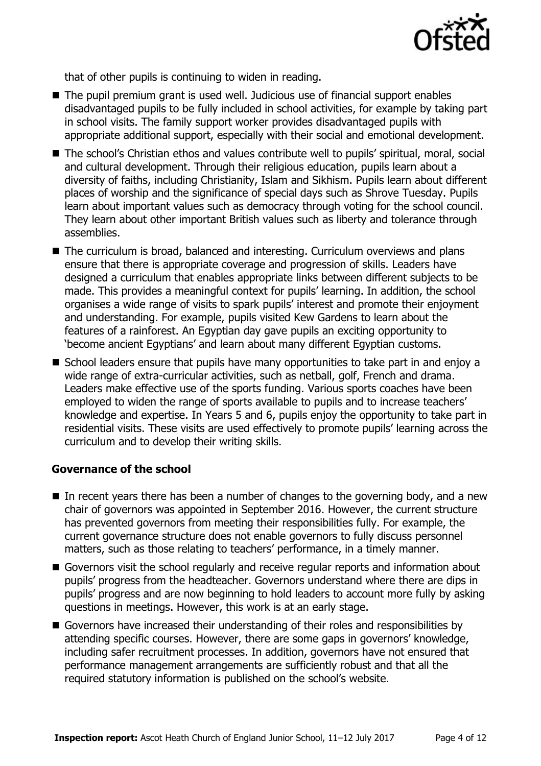that of other pupils is continuing to widen in reading.

- The pupil premium grant is used well. Judicious use of financial support enables disadvantaged pupils to be fully included in school activities, for example by taking part in school visits. The family support worker provides disadvantaged pupils with appropriate additional support, especially with their social and emotional development.
- The school's Christian ethos and values contribute well to pupils' spiritual, moral, social and cultural development. Through their religious education, pupils learn about a diversity of faiths, including Christianity, Islam and Sikhism. Pupils learn about different places of worship and the significance of special days such as Shrove Tuesday. Pupils learn about important values such as democracy through voting for the school council. They learn about other important British values such as liberty and tolerance through assemblies.
- The curriculum is broad, balanced and interesting. Curriculum overviews and plans ensure that there is appropriate coverage and progression of skills. Leaders have designed a curriculum that enables appropriate links between different subjects to be made. This provides a meaningful context for pupils' learning. In addition, the school organises a wide range of visits to spark pupils' interest and promote their enjoyment and understanding. For example, pupils visited Kew Gardens to learn about the features of a rainforest. An Egyptian day gave pupils an exciting opportunity to 'become ancient Egyptians' and learn about many different Egyptian customs.
- School leaders ensure that pupils have many opportunities to take part in and enjoy a wide range of extra-curricular activities, such as netball, golf, French and drama. Leaders make effective use of the sports funding. Various sports coaches have been employed to widen the range of sports available to pupils and to increase teachers' knowledge and expertise. In Years 5 and 6, pupils enjoy the opportunity to take part in residential visits. These visits are used effectively to promote pupils' learning across the curriculum and to develop their writing skills.

### Governance of the school

- In recent years there has been a number of changes to the governing body, and a new chair of governors was appointed in September 2016. However, the current structure has prevented governors from meeting their responsibilities fully. For example, the current governance structure does not enable governors to fully discuss personnel matters, such as those relating to teachers' performance, in a timely manner.
- Governors visit the school regularly and receive regular reports and information about pupils' progress from the headteacher. Governors understand where there are dips in pupils' progress and are now beginning to hold leaders to account more fully by asking questions in meetings. However, this work is at an early stage.
- Governors have increased their understanding of their roles and responsibilities by attending specific courses. However, there are some gaps in governors' knowledge, including safer recruitment processes. In addition, governors have not ensured that performance management arrangements are sufficiently robust and that all the required statutory information is published on the school's website.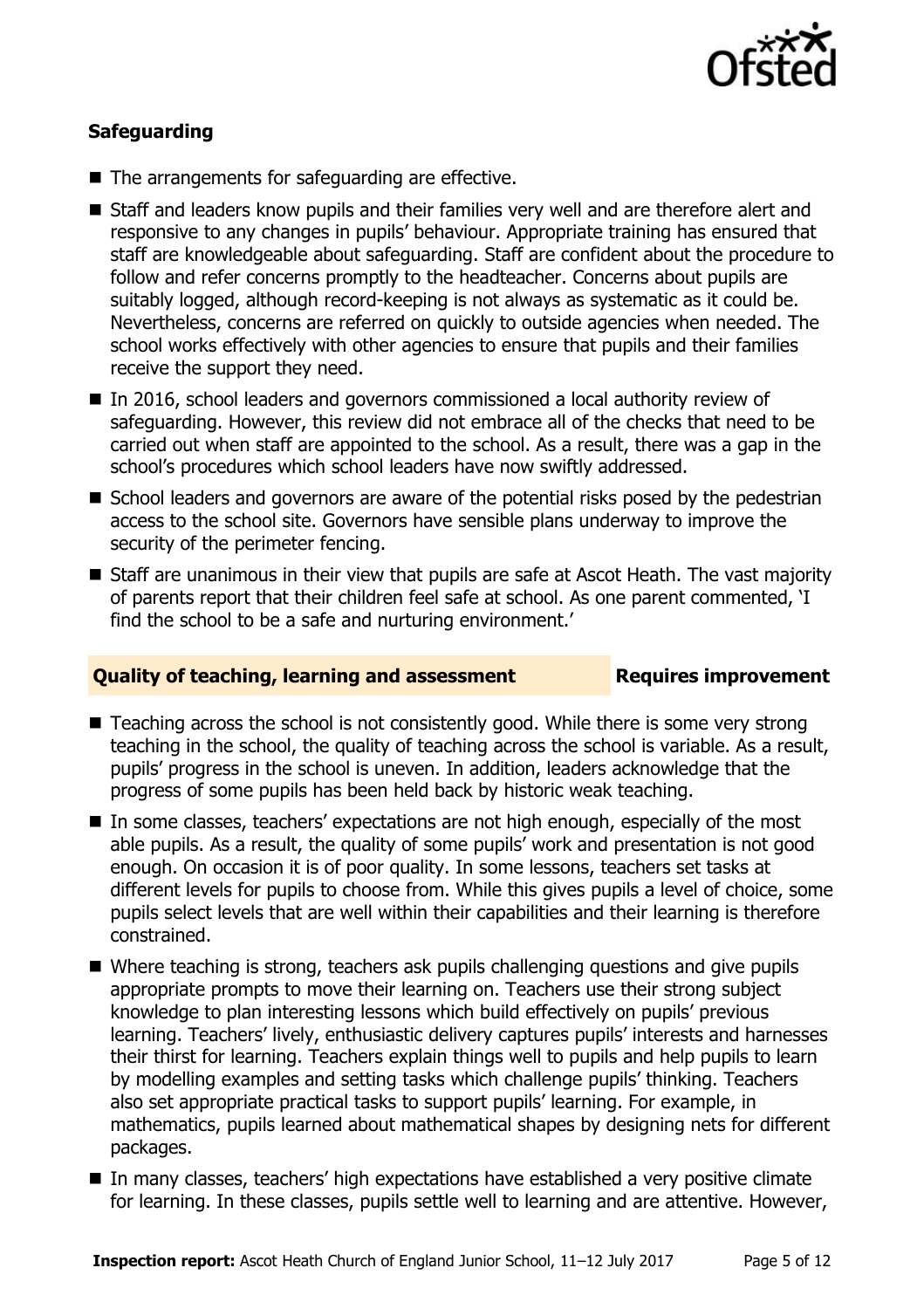### Safeguarding

- The arrangements for safeguarding are effective.
- Staff and leaders know pupils and their families very well and are therefore alert and responsive to any changes in pupils' behaviour. Appropriate training has ensured that staff are knowledgeable about safeguarding. Staff are confident about the procedure to follow and refer concerns promptly to the headteacher. Concerns about pupils are suitably logged, although record-keeping is not always as systematic as it could be. Nevertheless, concerns are referred on quickly to outside agencies when needed. The school works effectively with other agencies to ensure that pupils and their families receive the support they need.
- In 2016, school leaders and governors commissioned a local authority review of safeguarding. However, this review did not embrace all of the checks that need to be carried out when staff are appointed to the school. As a result, there was a gap in the school's procedures which school leaders have now swiftly addressed.
- School leaders and governors are aware of the potential risks posed by the pedestrian access to the school site. Governors have sensible plans underway to improve the security of the perimeter fencing.
- Staff are unanimous in their view that pupils are safe at Ascot Heath. The vast majority of parents report that their children feel safe at school. As one parent commented, 'I find the school to be a safe and nurturing environment.'

## Quality of teaching, learning and assessment — Requires improvement

- Teaching across the school is not consistently good. While there is some very strong teaching in the school, the quality of teaching across the school is variable. As a result, pupils' progress in the school is uneven. In addition, leaders acknowledge that the progress of some pupils has been held back by historic weak teaching.
- In some classes, teachers' expectations are not high enough, especially of the most able pupils. As a result, the quality of some pupils' work and presentation is not good enough. On occasion it is of poor quality. In some lessons, teachers set tasks at different levels for pupils to choose from. While this gives pupils a level of choice, some pupils select levels that are well within their capabilities and their learning is therefore constrained.
- Where teaching is strong, teachers ask pupils challenging questions and give pupils appropriate prompts to move their learning on. Teachers use their strong subject knowledge to plan interesting lessons which build effectively on pupils' previous learning. Teachers' lively, enthusiastic delivery captures pupils' interests and harnesses their thirst for learning. Teachers explain things well to pupils and help pupils to learn by modelling examples and setting tasks which challenge pupils' thinking. Teachers also set appropriate practical tasks to support pupils' learning. For example, in mathematics, pupils learned about mathematical shapes by designing nets for different packages.
- In many classes, teachers' high expectations have established a very positive climate for learning. In these classes, pupils settle well to learning and are attentive. However,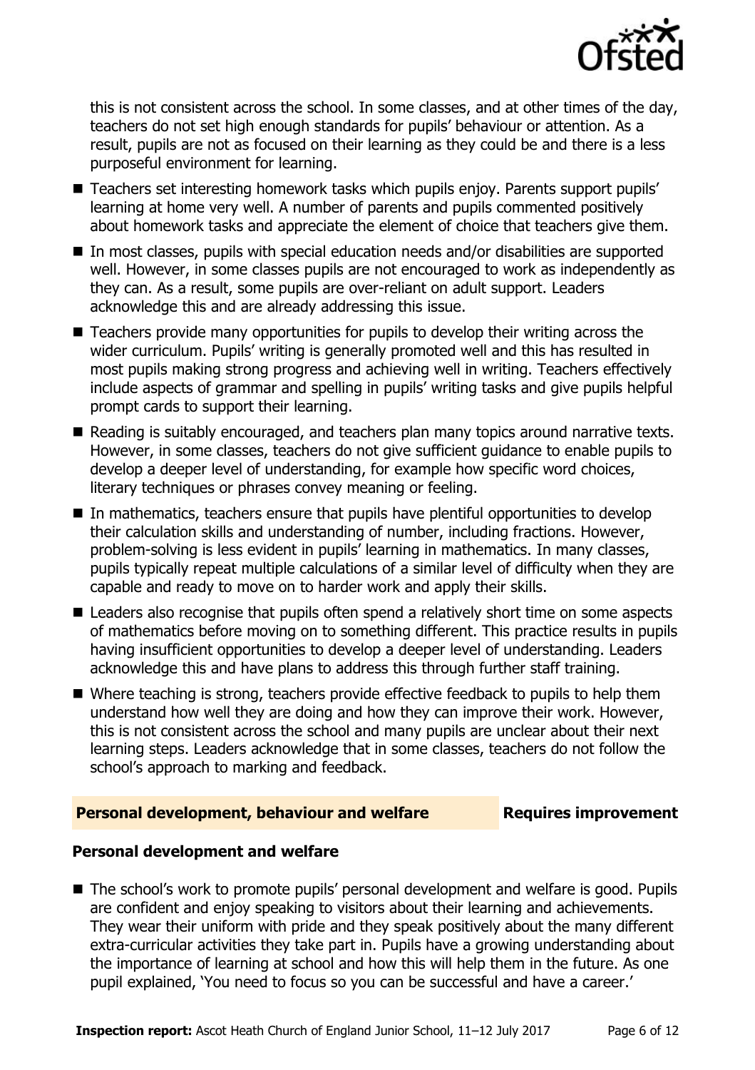this is not consistent across the school. In some classes, and at other times of the day, teachers do not set high enough standards for pupils' behaviour or attention. As a result, pupils are not as focused on their learning as they could be and there is a less purposeful environment for learning.

- Teachers set interesting homework tasks which pupils enjoy. Parents support pupils' learning at home very well. A number of parents and pupils commented positively about homework tasks and appreciate the element of choice that teachers give them.
- In most classes, pupils with special education needs and/or disabilities are supported well. However, in some classes pupils are not encouraged to work as independently as they can. As a result, some pupils are over-reliant on adult support. Leaders acknowledge this and are already addressing this issue.
- Teachers provide many opportunities for pupils to develop their writing across the wider curriculum. Pupils' writing is generally promoted well and this has resulted in most pupils making strong progress and achieving well in writing. Teachers effectively include aspects of grammar and spelling in pupils' writing tasks and give pupils helpful prompt cards to support their learning.
- Reading is suitably encouraged, and teachers plan many topics around narrative texts. However, in some classes, teachers do not give sufficient guidance to enable pupils to develop a deeper level of understanding, for example how specific word choices, literary techniques or phrases convey meaning or feeling.
- In mathematics, teachers ensure that pupils have plentiful opportunities to develop their calculation skills and understanding of number, including fractions. However, problem-solving is less evident in pupils' learning in mathematics. In many classes, pupils typically repeat multiple calculations of a similar level of difficulty when they are capable and ready to move on to harder work and apply their skills.
- Leaders also recognise that pupils often spend a relatively short time on some aspects of mathematics before moving on to something different. This practice results in pupils having insufficient opportunities to develop a deeper level of understanding. Leaders acknowledge this and have plans to address this through further staff training.
- Where teaching is strong, teachers provide effective feedback to pupils to help them understand how well they are doing and how they can improve their work. However, this is not consistent across the school and many pupils are unclear about their next learning steps. Leaders acknowledge that in some classes, teachers do not follow the school's approach to marking and feedback.

## Personal development, behaviour and welfare — Requires improvement

### Personal development and welfare

- The school's work to promote pupils' personal development and welfare is good. Pupils are confident and enjoy speaking to visitors about their learning and achievements. They wear their uniform with pride and they speak positively about the many different extra-curricular activities they take part in. Pupils have a growing understanding about the importance of learning at school and how this will help them in the future. As one pupil explained, 'You need to focus so you can be successful and have a career.'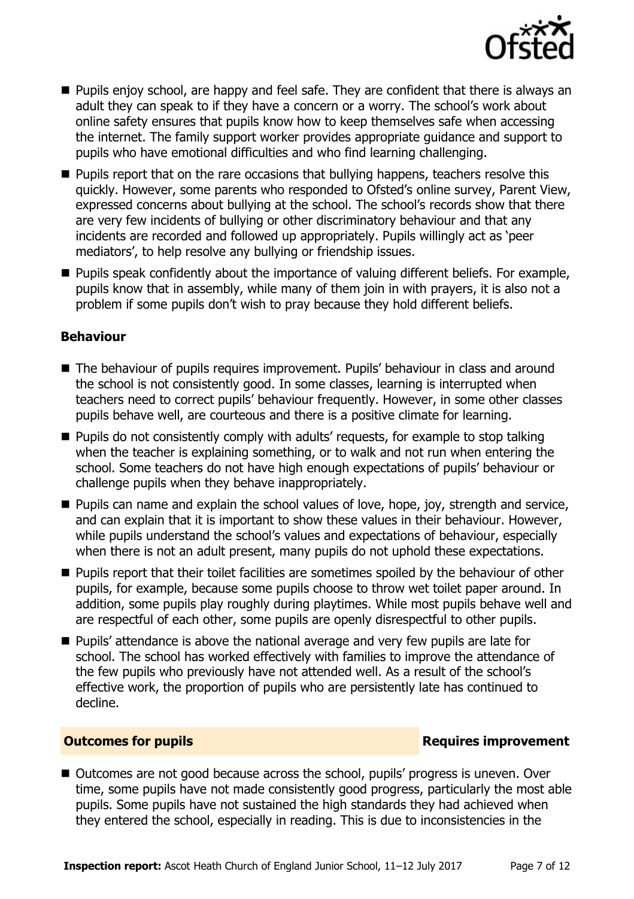- Pupils enjoy school, are happy and feel safe. They are confident that there is always an adult they can speak to if they have a concern or a worry. The school's work about online safety ensures that pupils know how to keep themselves safe when accessing the internet. The family support worker provides appropriate guidance and support to pupils who have emotional difficulties and who find learning challenging.
- Pupils report that on the rare occasions that bullying happens, teachers resolve this quickly. However, some parents who responded to Ofsted's online survey, Parent View, expressed concerns about bullying at the school. The school's records show that there are very few incidents of bullying or other discriminatory behaviour and that any incidents are recorded and followed up appropriately. Pupils willingly act as 'peer mediators', to help resolve any bullying or friendship issues.
- Pupils speak confidently about the importance of valuing different beliefs. For example, pupils know that in assembly, while many of them join in with prayers, it is also not a problem if some pupils don't wish to pray because they hold different beliefs.

### Behaviour

- The behaviour of pupils requires improvement. Pupils' behaviour in class and around the school is not consistently good. In some classes, learning is interrupted when teachers need to correct pupils' behaviour frequently. However, in some other classes pupils behave well, are courteous and there is a positive climate for learning.
- Pupils do not consistently comply with adults' requests, for example to stop talking when the teacher is explaining something, or to walk and not run when entering the school. Some teachers do not have high enough expectations of pupils' behaviour or challenge pupils when they behave inappropriately.
- Pupils can name and explain the school values of love, hope, joy, strength and service, and can explain that it is important to show these values in their behaviour. However, while pupils understand the school's values and expectations of behaviour, especially when there is not an adult present, many pupils do not uphold these expectations.
- Pupils report that their toilet facilities are sometimes spoiled by the behaviour of other pupils, for example, because some pupils choose to throw wet toilet paper around. In addition, some pupils play roughly during playtimes. While most pupils behave well and are respectful of each other, some pupils are openly disrespectful to other pupils.
- Pupils' attendance is above the national average and very few pupils are late for school. The school has worked effectively with families to improve the attendance of the few pupils who previously have not attended well. As a result of the school's effective work, the proportion of pupils who are persistently late has continued to decline.

## Outcomes for pupils — Requires improvement

- Outcomes are not good because across the school, pupils' progress is uneven. Over time, some pupils have not made consistently good progress, particularly the most able pupils. Some pupils have not sustained the high standards they had achieved when they entered the school, especially in reading. This is due to inconsistencies in the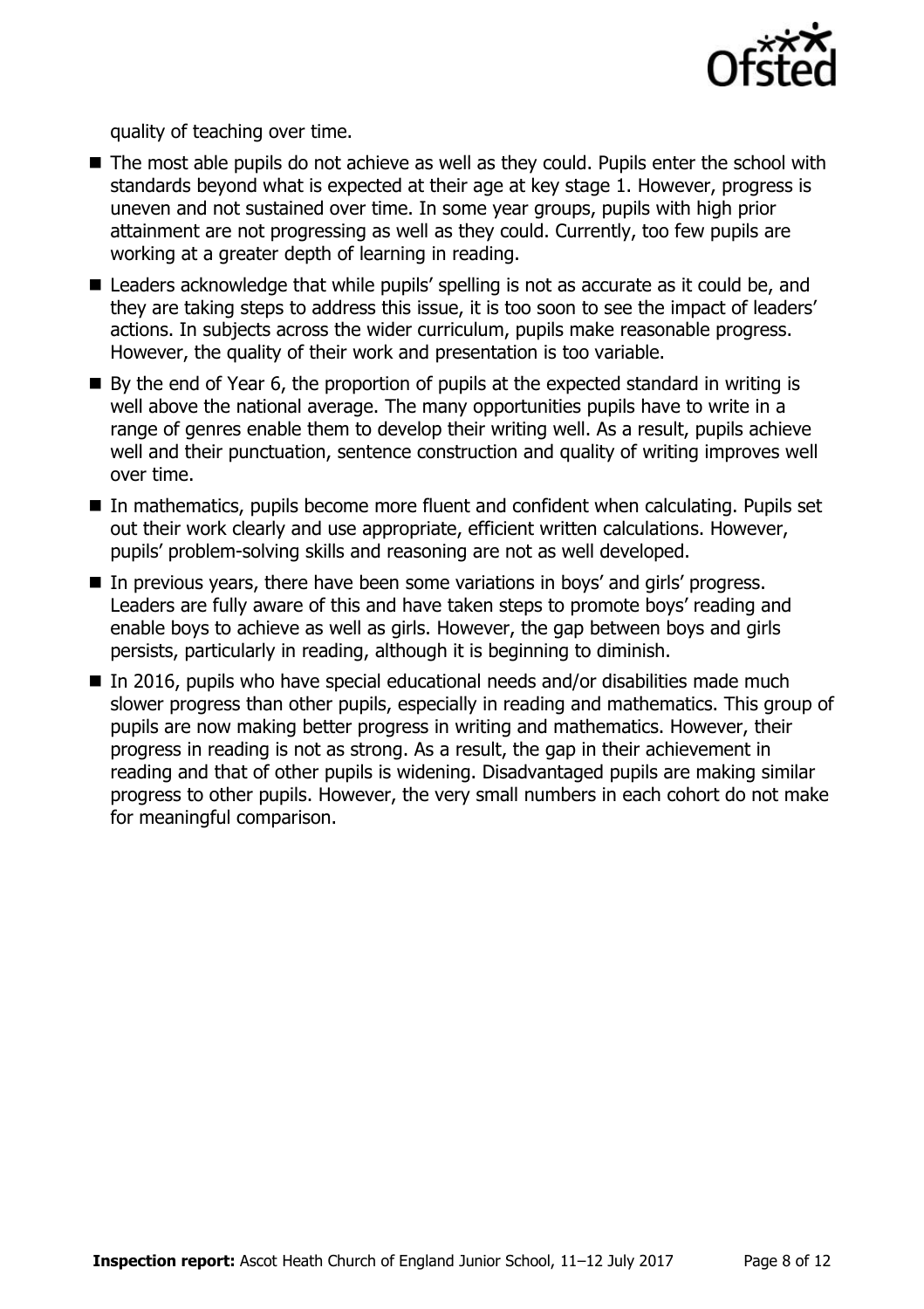quality of teaching over time.

- The most able pupils do not achieve as well as they could. Pupils enter the school with standards beyond what is expected at their age at key stage 1. However, progress is uneven and not sustained over time. In some year groups, pupils with high prior attainment are not progressing as well as they could. Currently, too few pupils are working at a greater depth of learning in reading.
- Leaders acknowledge that while pupils' spelling is not as accurate as it could be, and they are taking steps to address this issue, it is too soon to see the impact of leaders' actions. In subjects across the wider curriculum, pupils make reasonable progress. However, the quality of their work and presentation is too variable.
- By the end of Year 6, the proportion of pupils at the expected standard in writing is well above the national average. The many opportunities pupils have to write in a range of genres enable them to develop their writing well. As a result, pupils achieve well and their punctuation, sentence construction and quality of writing improves well over time.
- In mathematics, pupils become more fluent and confident when calculating. Pupils set out their work clearly and use appropriate, efficient written calculations. However, pupils' problem-solving skills and reasoning are not as well developed.
- In previous years, there have been some variations in boys' and girls' progress. Leaders are fully aware of this and have taken steps to promote boys' reading and enable boys to achieve as well as girls. However, the gap between boys and girls persists, particularly in reading, although it is beginning to diminish.
- In 2016, pupils who have special educational needs and/or disabilities made much slower progress than other pupils, especially in reading and mathematics. This group of pupils are now making better progress in writing and mathematics. However, their progress in reading is not as strong. As a result, the gap in their achievement in reading and that of other pupils is widening. Disadvantaged pupils are making similar progress to other pupils. However, the very small numbers in each cohort do not make for meaningful comparison.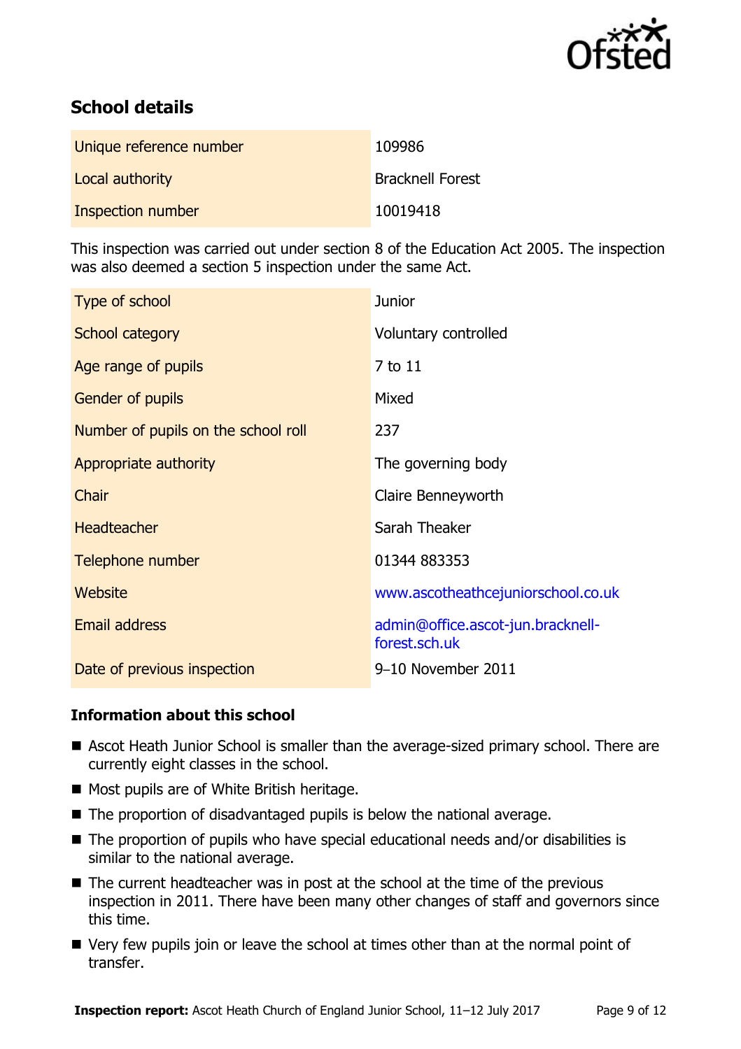## School details

| | |
|---|---|
| Unique reference number | 109986 |
| Local authority | Bracknell Forest |
| Inspection number | 10019418 |

This inspection was carried out under section 8 of the Education Act 2005. The inspection was also deemed a section 5 inspection under the same Act.

| | |
|---|---|
| Type of school | Junior |
| School category | Voluntary controlled |
| Age range of pupils | 7 to 11 |
| Gender of pupils | Mixed |
| Number of pupils on the school roll | 237 |
| Appropriate authority | The governing body |
| Chair | Claire Benneyworth |
| Headteacher | Sarah Theaker |
| Telephone number | 01344 883353 |
| Website | www.ascotheathcejuniorschool.co.uk |
| Email address | admin@office.ascot-jun.bracknell-forest.sch.uk |
| Date of previous inspection | 9–10 November 2011 |

### Information about this school

- Ascot Heath Junior School is smaller than the average-sized primary school. There are currently eight classes in the school.
- Most pupils are of White British heritage.
- The proportion of disadvantaged pupils is below the national average.
- The proportion of pupils who have special educational needs and/or disabilities is similar to the national average.
- The current headteacher was in post at the school at the time of the previous inspection in 2011. There have been many other changes of staff and governors since this time.
- Very few pupils join or leave the school at times other than at the normal point of transfer.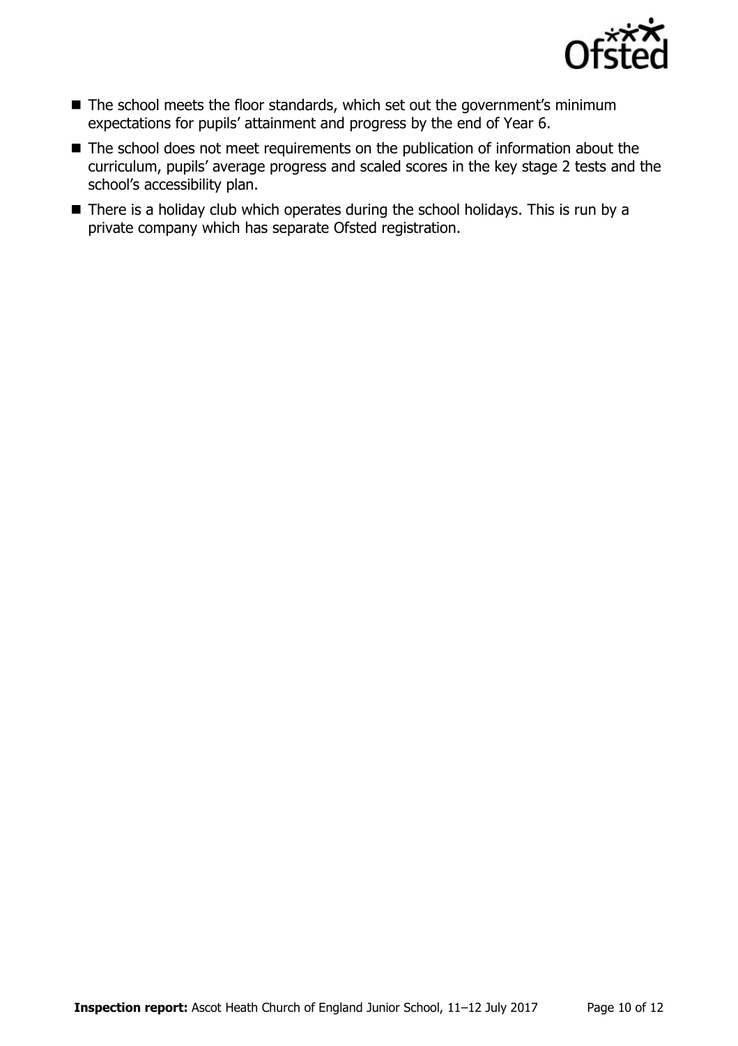- The school meets the floor standards, which set out the government's minimum expectations for pupils' attainment and progress by the end of Year 6.
- The school does not meet requirements on the publication of information about the curriculum, pupils' average progress and scaled scores in the key stage 2 tests and the school's accessibility plan.
- There is a holiday club which operates during the school holidays. This is run by a private company which has separate Ofsted registration.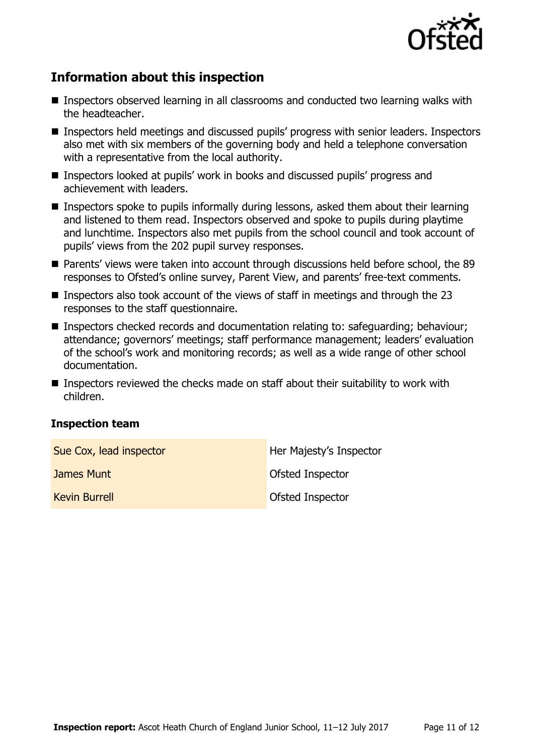## Information about this inspection

- Inspectors observed learning in all classrooms and conducted two learning walks with the headteacher.
- Inspectors held meetings and discussed pupils' progress with senior leaders. Inspectors also met with six members of the governing body and held a telephone conversation with a representative from the local authority.
- Inspectors looked at pupils' work in books and discussed pupils' progress and achievement with leaders.
- Inspectors spoke to pupils informally during lessons, asked them about their learning and listened to them read. Inspectors observed and spoke to pupils during playtime and lunchtime. Inspectors also met pupils from the school council and took account of pupils' views from the 202 pupil survey responses.
- Parents' views were taken into account through discussions held before school, the 89 responses to Ofsted's online survey, Parent View, and parents' free-text comments.
- Inspectors also took account of the views of staff in meetings and through the 23 responses to the staff questionnaire.
- Inspectors checked records and documentation relating to: safeguarding; behaviour; attendance; governors' meetings; staff performance management; leaders' evaluation of the school's work and monitoring records; as well as a wide range of other school documentation.
- Inspectors reviewed the checks made on staff about their suitability to work with children.

### Inspection team

| | |
|---|---|
| Sue Cox, lead inspector | Her Majesty's Inspector |
| James Munt | Ofsted Inspector |
| Kevin Burrell | Ofsted Inspector |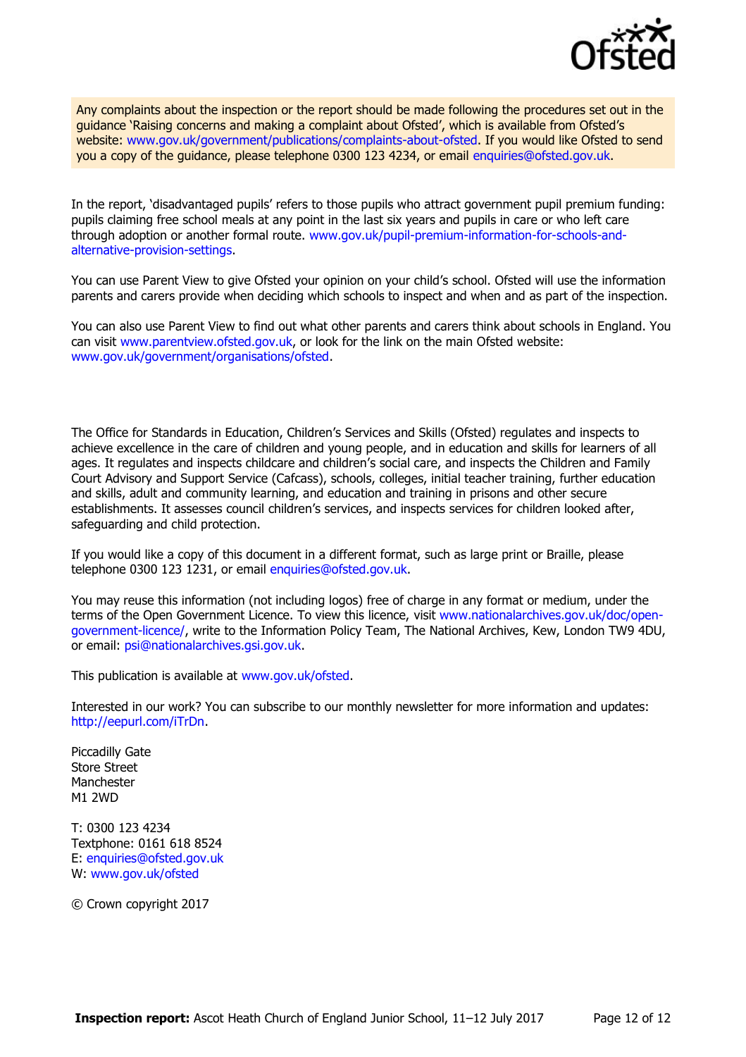Any complaints about the inspection or the report should be made following the procedures set out in the guidance 'Raising concerns and making a complaint about Ofsted', which is available from Ofsted's website: www.gov.uk/government/publications/complaints-about-ofsted. If you would like Ofsted to send you a copy of the guidance, please telephone 0300 123 4234, or email enquiries@ofsted.gov.uk.

In the report, 'disadvantaged pupils' refers to those pupils who attract government pupil premium funding: pupils claiming free school meals at any point in the last six years and pupils in care or who left care through adoption or another formal route. www.gov.uk/pupil-premium-information-for-schools-and-alternative-provision-settings.

You can use Parent View to give Ofsted your opinion on your child's school. Ofsted will use the information parents and carers provide when deciding which schools to inspect and when and as part of the inspection.

You can also use Parent View to find out what other parents and carers think about schools in England. You can visit www.parentview.ofsted.gov.uk, or look for the link on the main Ofsted website: www.gov.uk/government/organisations/ofsted.

The Office for Standards in Education, Children's Services and Skills (Ofsted) regulates and inspects to achieve excellence in the care of children and young people, and in education and skills for learners of all ages. It regulates and inspects childcare and children's social care, and inspects the Children and Family Court Advisory and Support Service (Cafcass), schools, colleges, initial teacher training, further education and skills, adult and community learning, and education and training in prisons and other secure establishments. It assesses council children's services, and inspects services for children looked after, safeguarding and child protection.

If you would like a copy of this document in a different format, such as large print or Braille, please telephone 0300 123 1231, or email enquiries@ofsted.gov.uk.

You may reuse this information (not including logos) free of charge in any format or medium, under the terms of the Open Government Licence. To view this licence, visit www.nationalarchives.gov.uk/doc/open-government-licence/, write to the Information Policy Team, The National Archives, Kew, London TW9 4DU, or email: psi@nationalarchives.gsi.gov.uk.

This publication is available at www.gov.uk/ofsted.

Interested in our work? You can subscribe to our monthly newsletter for more information and updates: http://eepurl.com/iTrDn.

Piccadilly Gate
Store Street
Manchester
M1 2WD

T: 0300 123 4234
Textphone: 0161 618 8524
E: enquiries@ofsted.gov.uk
W: www.gov.uk/ofsted

© Crown copyright 2017